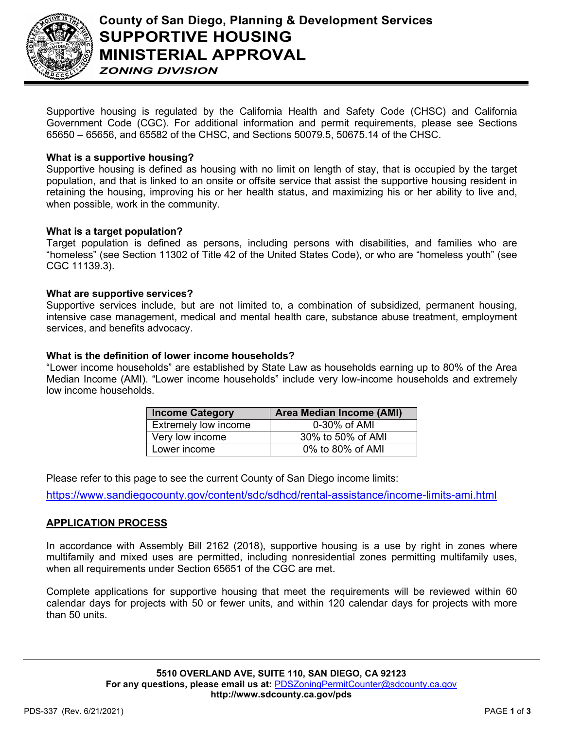# County of San Diego, Planning & Development Services
# SUPPORTIVE HOUSING MINISTERIAL APPROVAL
***ZONING DIVISION***

Supportive housing is regulated by the California Health and Safety Code (CHSC) and California Government Code (CGC). For additional information and permit requirements, please see Sections 65650 – 65656, and 65582 of the CHSC, and Sections 50079.5, 50675.14 of the CHSC.

### What is a supportive housing?

Supportive housing is defined as housing with no limit on length of stay, that is occupied by the target population, and that is linked to an onsite or offsite service that assist the supportive housing resident in retaining the housing, improving his or her health status, and maximizing his or her ability to live and, when possible, work in the community.

### What is a target population?

Target population is defined as persons, including persons with disabilities, and families who are "homeless" (see Section 11302 of Title 42 of the United States Code), or who are "homeless youth" (see CGC 11139.3).

### What are supportive services?

Supportive services include, but are not limited to, a combination of subsidized, permanent housing, intensive case management, medical and mental health care, substance abuse treatment, employment services, and benefits advocacy.

### What is the definition of lower income households?

"Lower income households" are established by State Law as households earning up to 80% of the Area Median Income (AMI). "Lower income households" include very low-income households and extremely low income households.

| Income Category | Area Median Income (AMI) |
|---|---|
| Extremely low income | 0-30% of AMI |
| Very low income | 30% to 50% of AMI |
| Lower income | 0% to 80% of AMI |

Please refer to this page to see the current County of San Diego income limits:

https://www.sandiegocounty.gov/content/sdc/sdhcd/rental-assistance/income-limits-ami.html

## APPLICATION PROCESS

In accordance with Assembly Bill 2162 (2018), supportive housing is a use by right in zones where multifamily and mixed uses are permitted, including nonresidential zones permitting multifamily uses, when all requirements under Section 65651 of the CGC are met.

Complete applications for supportive housing that meet the requirements will be reviewed within 60 calendar days for projects with 50 or fewer units, and within 120 calendar days for projects with more than 50 units.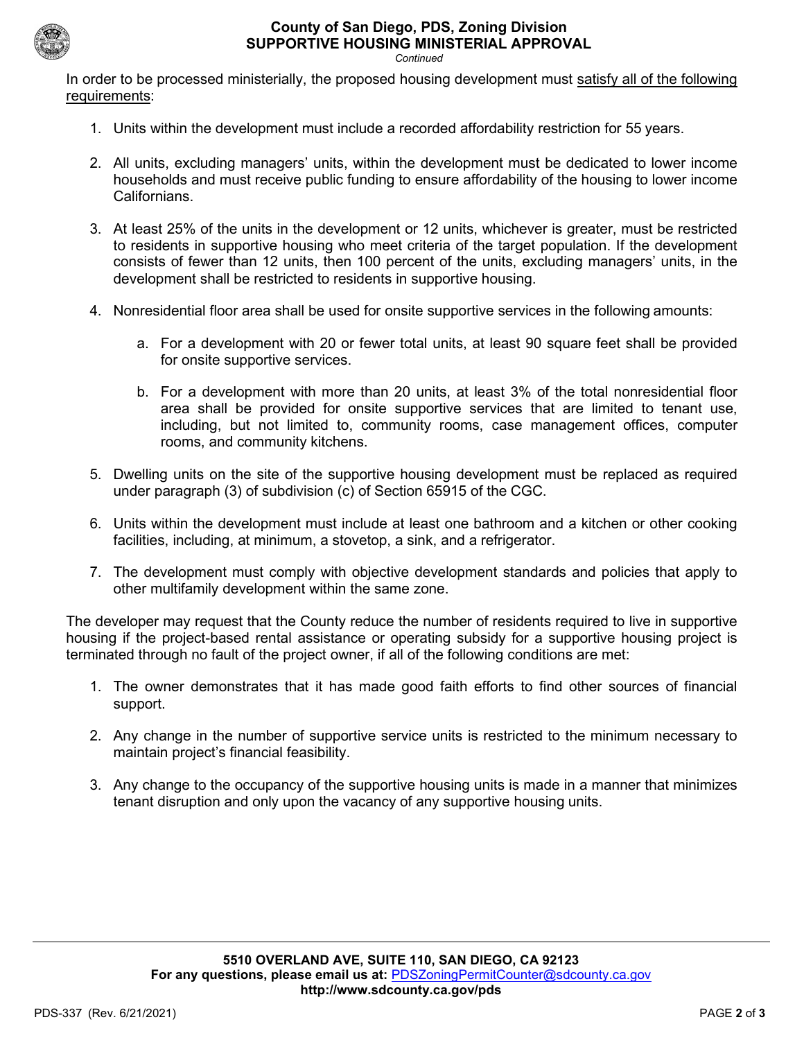In order to be processed ministerially, the proposed housing development must <u>satisfy all of the following requirements</u>:

1. Units within the development must include a recorded affordability restriction for 55 years.

2. All units, excluding managers' units, within the development must be dedicated to lower income households and must receive public funding to ensure affordability of the housing to lower income Californians.

3. At least 25% of the units in the development or 12 units, whichever is greater, must be restricted to residents in supportive housing who meet criteria of the target population. If the development consists of fewer than 12 units, then 100 percent of the units, excluding managers' units, in the development shall be restricted to residents in supportive housing.

4. Nonresidential floor area shall be used for onsite supportive services in the following amounts:

    a. For a development with 20 or fewer total units, at least 90 square feet shall be provided for onsite supportive services.

    b. For a development with more than 20 units, at least 3% of the total nonresidential floor area shall be provided for onsite supportive services that are limited to tenant use, including, but not limited to, community rooms, case management offices, computer rooms, and community kitchens.

5. Dwelling units on the site of the supportive housing development must be replaced as required under paragraph (3) of subdivision (c) of Section 65915 of the CGC.

6. Units within the development must include at least one bathroom and a kitchen or other cooking facilities, including, at minimum, a stovetop, a sink, and a refrigerator.

7. The development must comply with objective development standards and policies that apply to other multifamily development within the same zone.

The developer may request that the County reduce the number of residents required to live in supportive housing if the project-based rental assistance or operating subsidy for a supportive housing project is terminated through no fault of the project owner, if all of the following conditions are met:

1. The owner demonstrates that it has made good faith efforts to find other sources of financial support.

2. Any change in the number of supportive service units is restricted to the minimum necessary to maintain project's financial feasibility.

3. Any change to the occupancy of the supportive housing units is made in a manner that minimizes tenant disruption and only upon the vacancy of any supportive housing units.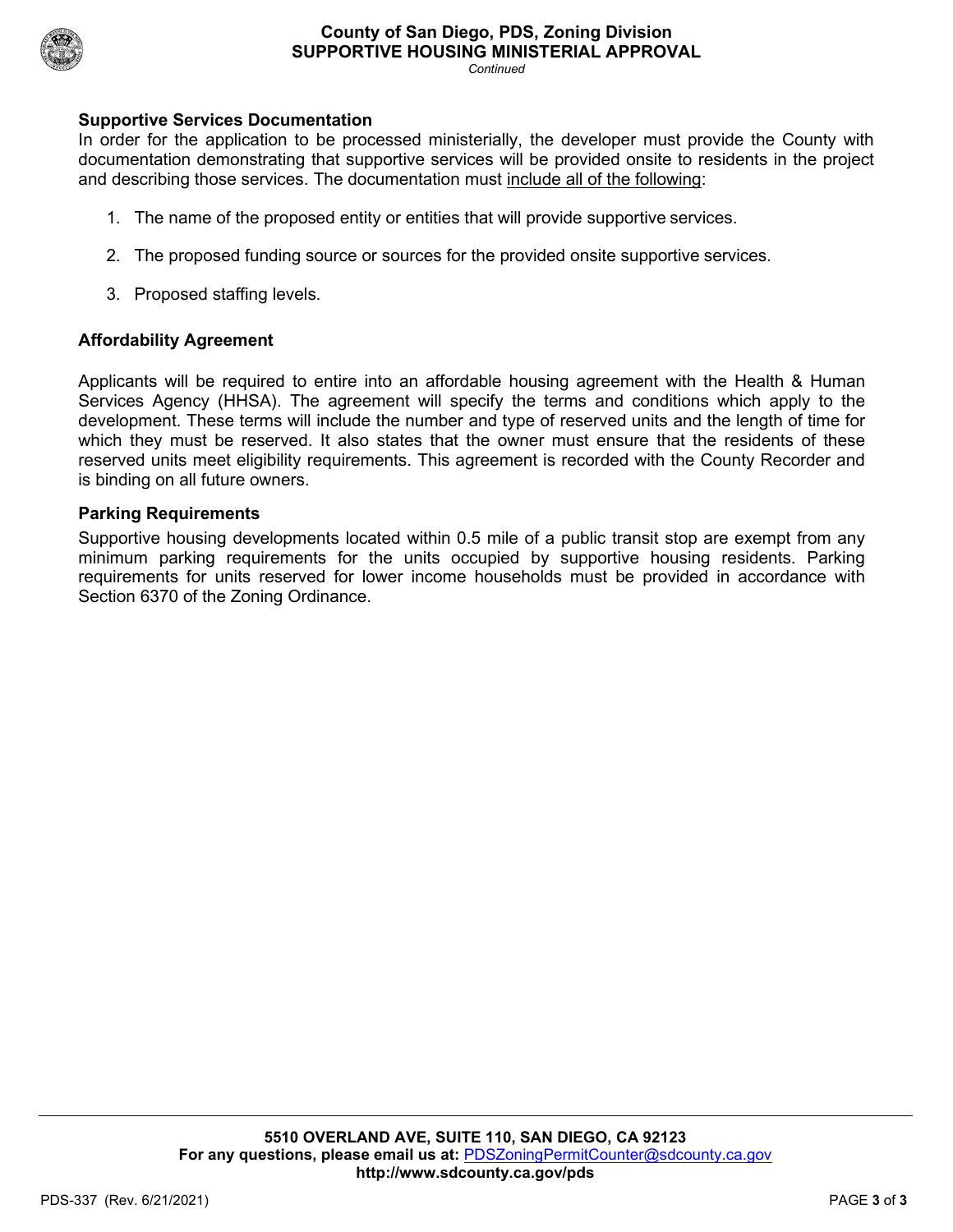### Supportive Services Documentation

In order for the application to be processed ministerially, the developer must provide the County with documentation demonstrating that supportive services will be provided onsite to residents in the project and describing those services. The documentation must include all of the following:

1. The name of the proposed entity or entities that will provide supportive services.
2. The proposed funding source or sources for the provided onsite supportive services.
3. Proposed staffing levels.

### Affordability Agreement

Applicants will be required to entire into an affordable housing agreement with the Health & Human Services Agency (HHSA). The agreement will specify the terms and conditions which apply to the development. These terms will include the number and type of reserved units and the length of time for which they must be reserved. It also states that the owner must ensure that the residents of these reserved units meet eligibility requirements. This agreement is recorded with the County Recorder and is binding on all future owners.

### Parking Requirements

Supportive housing developments located within 0.5 mile of a public transit stop are exempt from any minimum parking requirements for the units occupied by supportive housing residents. Parking requirements for units reserved for lower income households must be provided in accordance with Section 6370 of the Zoning Ordinance.